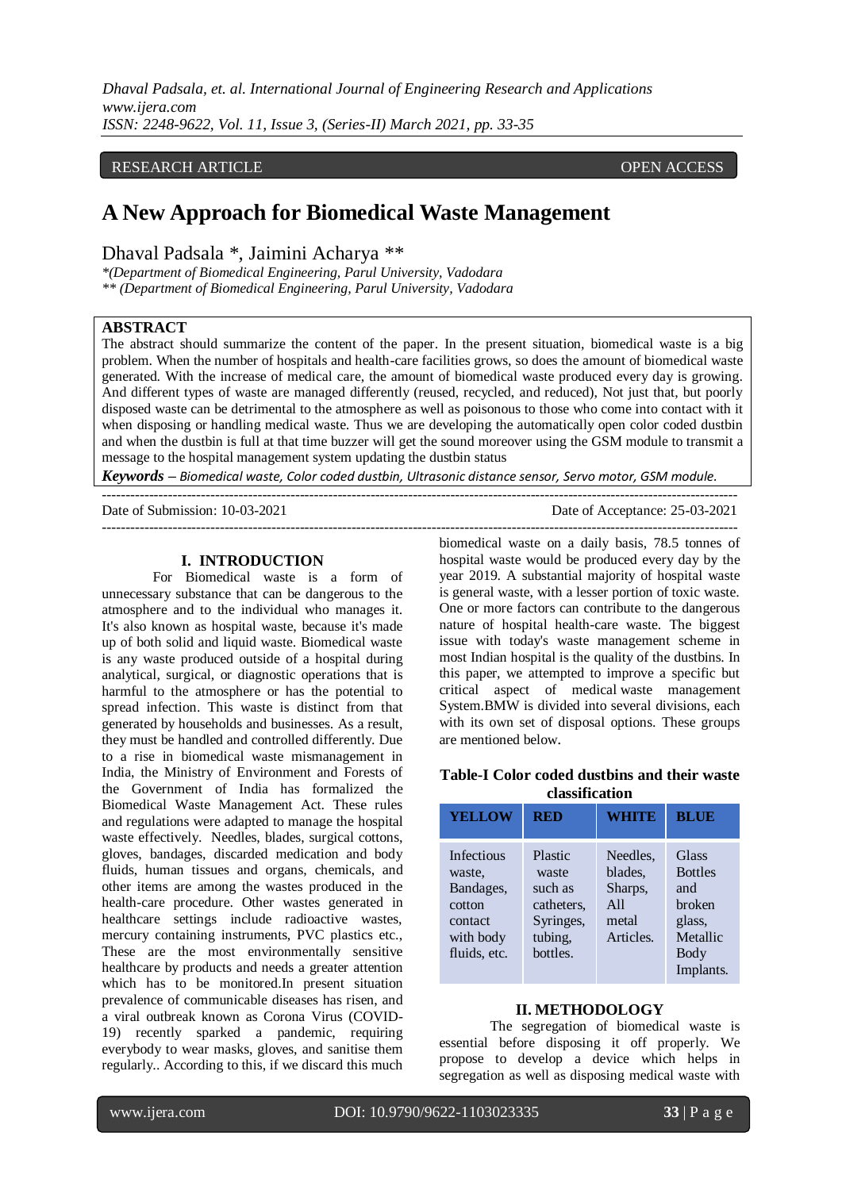RESEARCH ARTICLE OPEN ACCESS

# A New Approach for Biomedical Waste Management

Dhaval Padsala *, Jaimini Acharya **

*(Department of Biomedical Engineering, Parul University, Vadodara
** (Department of Biomedical Engineering, Parul University, Vadodara

**ABSTRACT**

The abstract should summarize the content of the paper. In the present situation, biomedical waste is a big problem. When the number of hospitals and health-care facilities grows, so does the amount of biomedical waste generated. With the increase of medical care, the amount of biomedical waste produced every day is growing. And different types of waste are managed differently (reused, recycled, and reduced), Not just that, but poorly disposed waste can be detrimental to the atmosphere as well as poisonous to those who come into contact with it when disposing or handling medical waste. Thus we are developing the automatically open color coded dustbin and when the dustbin is full at that time buzzer will get the sound moreover using the GSM module to transmit a message to the hospital management system updating the dustbin status

***Keywords*** – *Biomedical waste, Color coded dustbin, Ultrasonic distance sensor, Servo motor, GSM module.*

---

Date of Submission: 10-03-2021 Date of Acceptance: 25-03-2021

---

## I. INTRODUCTION

For Biomedical waste is a form of unnecessary substance that can be dangerous to the atmosphere and to the individual who manages it. It's also known as hospital waste, because it's made up of both solid and liquid waste. Biomedical waste is any waste produced outside of a hospital during analytical, surgical, or diagnostic operations that is harmful to the atmosphere or has the potential to spread infection. This waste is distinct from that generated by households and businesses. As a result, they must be handled and controlled differently. Due to a rise in biomedical waste mismanagement in India, the Ministry of Environment and Forests of the Government of India has formalized the Biomedical Waste Management Act. These rules and regulations were adapted to manage the hospital waste effectively. Needles, blades, surgical cottons, gloves, bandages, discarded medication and body fluids, human tissues and organs, chemicals, and other items are among the wastes produced in the health-care procedure. Other wastes generated in healthcare settings include radioactive wastes, mercury containing instruments, PVC plastics etc., These are the most environmentally sensitive healthcare by products and needs a greater attention which has to be monitored.In present situation prevalence of communicable diseases has risen, and a viral outbreak known as Corona Virus (COVID-19) recently sparked a pandemic, requiring everybody to wear masks, gloves, and sanitise them regularly.. According to this, if we discard this much biomedical waste on a daily basis, 78.5 tonnes of hospital waste would be produced every day by the year 2019. A substantial majority of hospital waste is general waste, with a lesser portion of toxic waste. One or more factors can contribute to the dangerous nature of hospital health-care waste. The biggest issue with today's waste management scheme in most Indian hospital is the quality of the dustbins. In this paper, we attempted to improve a specific but critical aspect of medical waste management System.BMW is divided into several divisions, each with its own set of disposal options. These groups are mentioned below.

**Table-I Color coded dustbins and their waste classification**

| YELLOW | RED | WHITE | BLUE |
|---|---|---|---|
| Infectious waste, Bandages, cotton contact with body fluids, etc. | Plastic waste such as catheters, Syringes, tubing, bottles. | Needles, blades, Sharps, All metal Articles. | Glass Bottles and broken glass, Metallic Body Implants. |

## II. METHODOLOGY

The segregation of biomedical waste is essential before disposing it off properly. We propose to develop a device which helps in segregation as well as disposing medical waste with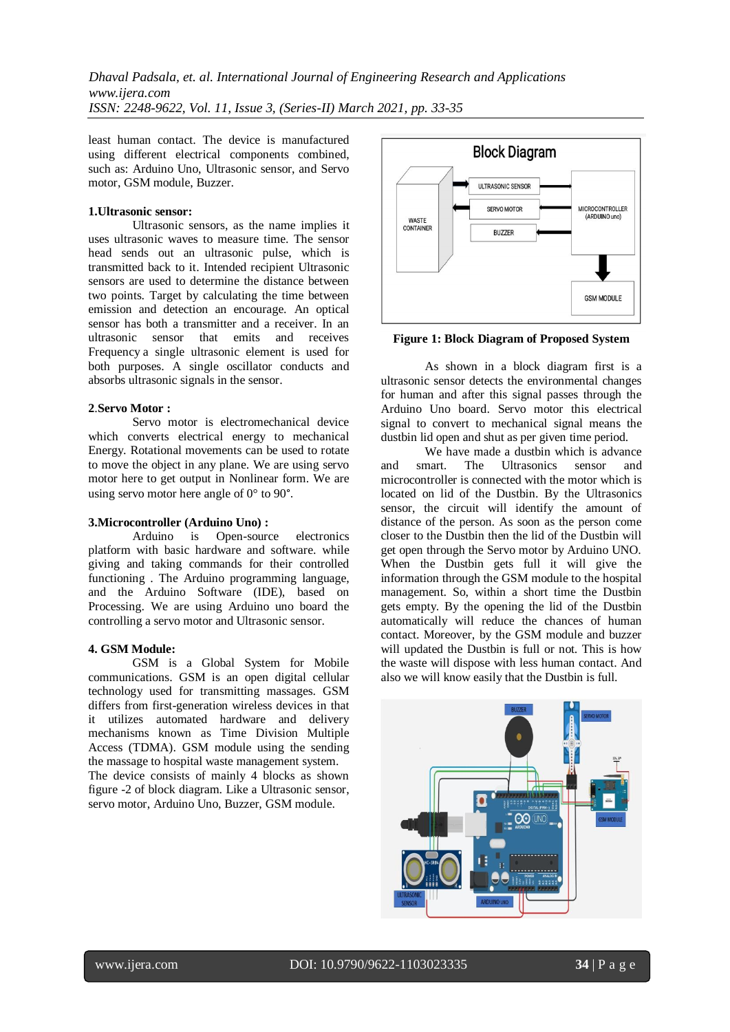least human contact. The device is manufactured using different electrical components combined, such as: Arduino Uno, Ultrasonic sensor, and Servo motor, GSM module, Buzzer.

**1.Ultrasonic sensor:**

Ultrasonic sensors, as the name implies it uses ultrasonic waves to measure time. The sensor head sends out an ultrasonic pulse, which is transmitted back to it. Intended recipient Ultrasonic sensors are used to determine the distance between two points. Target by calculating the time between emission and detection an encourage. An optical sensor has both a transmitter and a receiver. In an ultrasonic sensor that emits and receives Frequency a single ultrasonic element is used for both purposes. A single oscillator conducts and absorbs ultrasonic signals in the sensor.

**2.Servo Motor :**

Servo motor is electromechanical device which converts electrical energy to mechanical Energy. Rotational movements can be used to rotate to move the object in any plane. We are using servo motor here to get output in Nonlinear form. We are using servo motor here angle of 0° to 90°.

**3.Microcontroller (Arduino Uno) :**

Arduino is Open-source electronics platform with basic hardware and software. while giving and taking commands for their controlled functioning . The Arduino programming language, and the Arduino Software (IDE), based on Processing. We are using Arduino uno board the controlling a servo motor and Ultrasonic sensor.

**4. GSM Module:**

GSM is a Global System for Mobile communications. GSM is an open digital cellular technology used for transmitting massages. GSM differs from first-generation wireless devices in that it utilizes automated hardware and delivery mechanisms known as Time Division Multiple Access (TDMA). GSM module using the sending the massage to hospital waste management system.

The device consists of mainly 4 blocks as shown figure -2 of block diagram. Like a Ultrasonic sensor, servo motor, Arduino Uno, Buzzer, GSM module.

**Figure 1: Block Diagram of Proposed System**

As shown in a block diagram first is a ultrasonic sensor detects the environmental changes for human and after this signal passes through the Arduino Uno board. Servo motor this electrical signal to convert to mechanical signal means the dustbin lid open and shut as per given time period.

We have made a dustbin which is advance and smart. The Ultrasonics sensor and microcontroller is connected with the motor which is located on lid of the Dustbin. By the Ultrasonics sensor, the circuit will identify the amount of distance of the person. As soon as the person come closer to the Dustbin then the lid of the Dustbin will get open through the Servo motor by Arduino UNO. When the Dustbin gets full it will give the information through the GSM module to the hospital management. So, within a short time the Dustbin gets empty. By the opening the lid of the Dustbin automatically will reduce the chances of human contact. Moreover, by the GSM module and buzzer will updated the Dustbin is full or not. This is how the waste will dispose with less human contact. And also we will know easily that the Dustbin is full.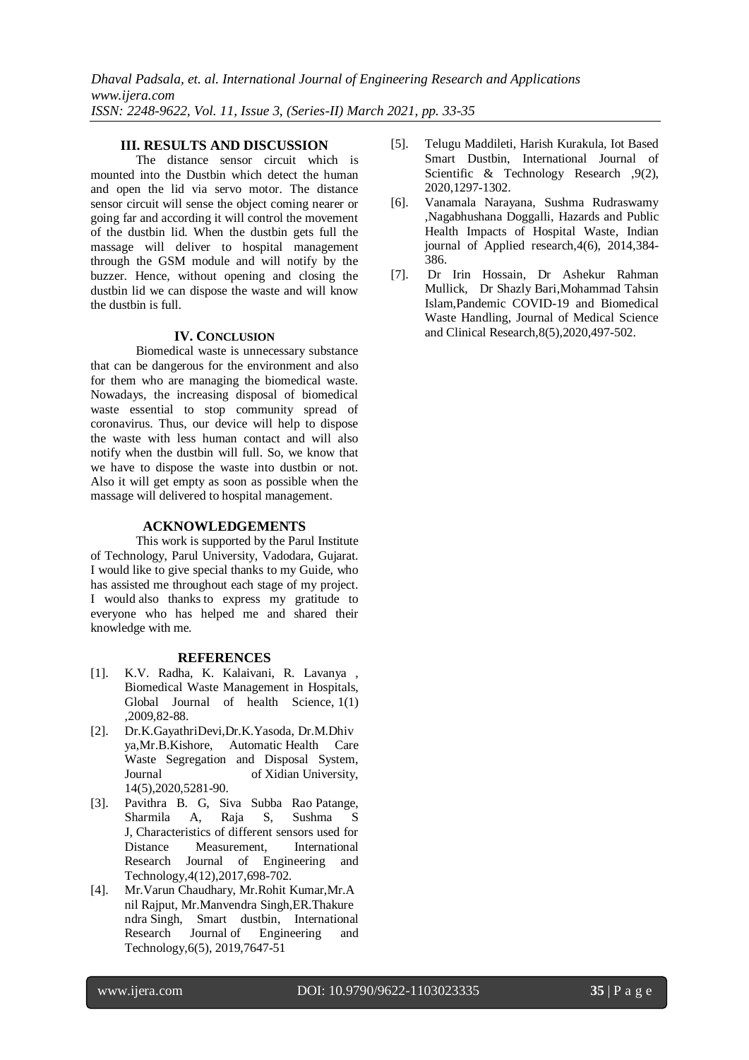## III. RESULTS AND DISCUSSION

The distance sensor circuit which is mounted into the Dustbin which detect the human and open the lid via servo motor. The distance sensor circuit will sense the object coming nearer or going far and according it will control the movement of the dustbin lid. When the dustbin gets full the massage will deliver to hospital management through the GSM module and will notify by the buzzer. Hence, without opening and closing the dustbin lid we can dispose the waste and will know the dustbin is full.

## IV. CONCLUSION

Biomedical waste is unnecessary substance that can be dangerous for the environment and also for them who are managing the biomedical waste. Nowadays, the increasing disposal of biomedical waste essential to stop community spread of coronavirus. Thus, our device will help to dispose the waste with less human contact and will also notify when the dustbin will full. So, we know that we have to dispose the waste into dustbin or not. Also it will get empty as soon as possible when the massage will delivered to hospital management.

## ACKNOWLEDGEMENTS

This work is supported by the Parul Institute of Technology, Parul University, Vadodara, Gujarat. I would like to give special thanks to my Guide, who has assisted me throughout each stage of my project. I would also thanks to express my gratitude to everyone who has helped me and shared their knowledge with me.

## REFERENCES

[1]. K.V. Radha, K. Kalaivani, R. Lavanya , Biomedical Waste Management in Hospitals, Global Journal of health Science, 1(1) ,2009,82-88.

[2]. Dr.K.GayathriDevi,Dr.K.Yasoda, Dr.M.Dhivya,Mr.B.Kishore, Automatic Health Care Waste Segregation and Disposal System, Journal of Xidian University, 14(5),2020,5281-90.

[3]. Pavithra B. G, Siva Subba Rao Patange, Sharmila A, Raja S, Sushma S J, Characteristics of different sensors used for Distance Measurement, International Research Journal of Engineering and Technology,4(12),2017,698-702.

[4]. Mr.Varun Chaudhary, Mr.Rohit Kumar,Mr.Anil Rajput, Mr.Manvendra Singh,ER.Thakurendra Singh, Smart dustbin, International Research Journal of Engineering and Technology,6(5), 2019,7647-51

[5]. Telugu Maddileti, Harish Kurakula, Iot Based Smart Dustbin, International Journal of Scientific & Technology Research ,9(2), 2020,1297-1302.

[6]. Vanamala Narayana, Sushma Rudraswamy ,Nagabhushana Doggalli, Hazards and Public Health Impacts of Hospital Waste, Indian journal of Applied research,4(6), 2014,384-386.

[7]. Dr Irin Hossain, Dr Ashekur Rahman Mullick, Dr Shazly Bari,Mohammad Tahsin Islam,Pandemic COVID-19 and Biomedical Waste Handling, Journal of Medical Science and Clinical Research,8(5),2020,497-502.